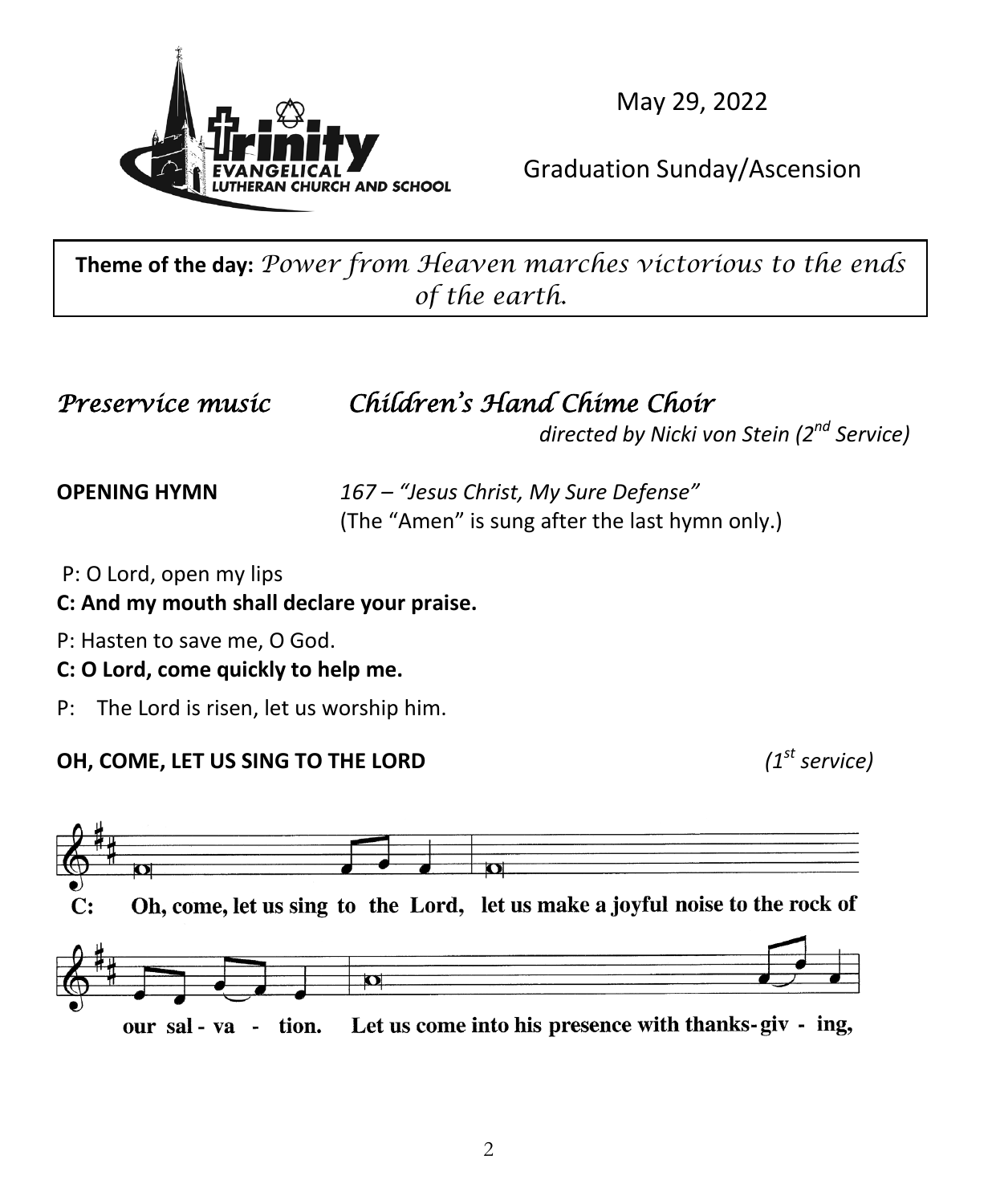May 29, 2022

Graduation Sunday/Ascension

**Theme of the day:** *Power from Heaven marches victorious to the ends of the earth.*

*Preservice music* *Children's Hand Chime Choir*

*directed by Nicki von Stein (2nd Service)*

**OPENING HYMN** *167 – "Jesus Christ, My Sure Defense"*
(The "Amen" is sung after the last hymn only.)

P: O Lord, open my lips

**C: And my mouth shall declare your praise.**

P: Hasten to save me, O God.

**C: O Lord, come quickly to help me.**

P: The Lord is risen, let us worship him.

**OH, COME, LET US SING TO THE LORD** *(1st service)*

C: Oh, come, let us sing to the Lord, let us make a joyful noise to the rock of our sal - va - tion. Let us come into his presence with thanks-giv - ing,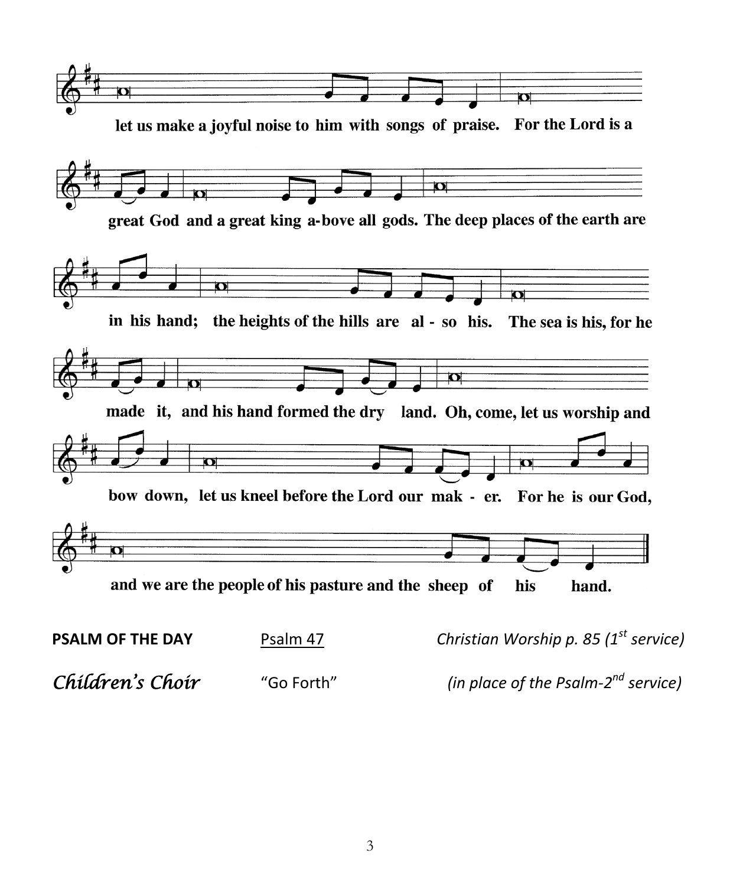let us make a joyful noise to him with songs of praise. For the Lord is a

great God and a great king a-bove all gods. The deep places of the earth are

in his hand; the heights of the hills are al - so his. The sea is his, for he

made it, and his hand formed the dry land. Oh, come, let us worship and

bow down, let us kneel before the Lord our mak - er. For he is our God,

and we are the people of his pasture and the sheep of his hand.

**PSALM OF THE DAY** Psalm 47 *Christian Worship p. 85 (1st service)*

***Children's Choir*** "Go Forth" *(in place of the Psalm-2nd service)*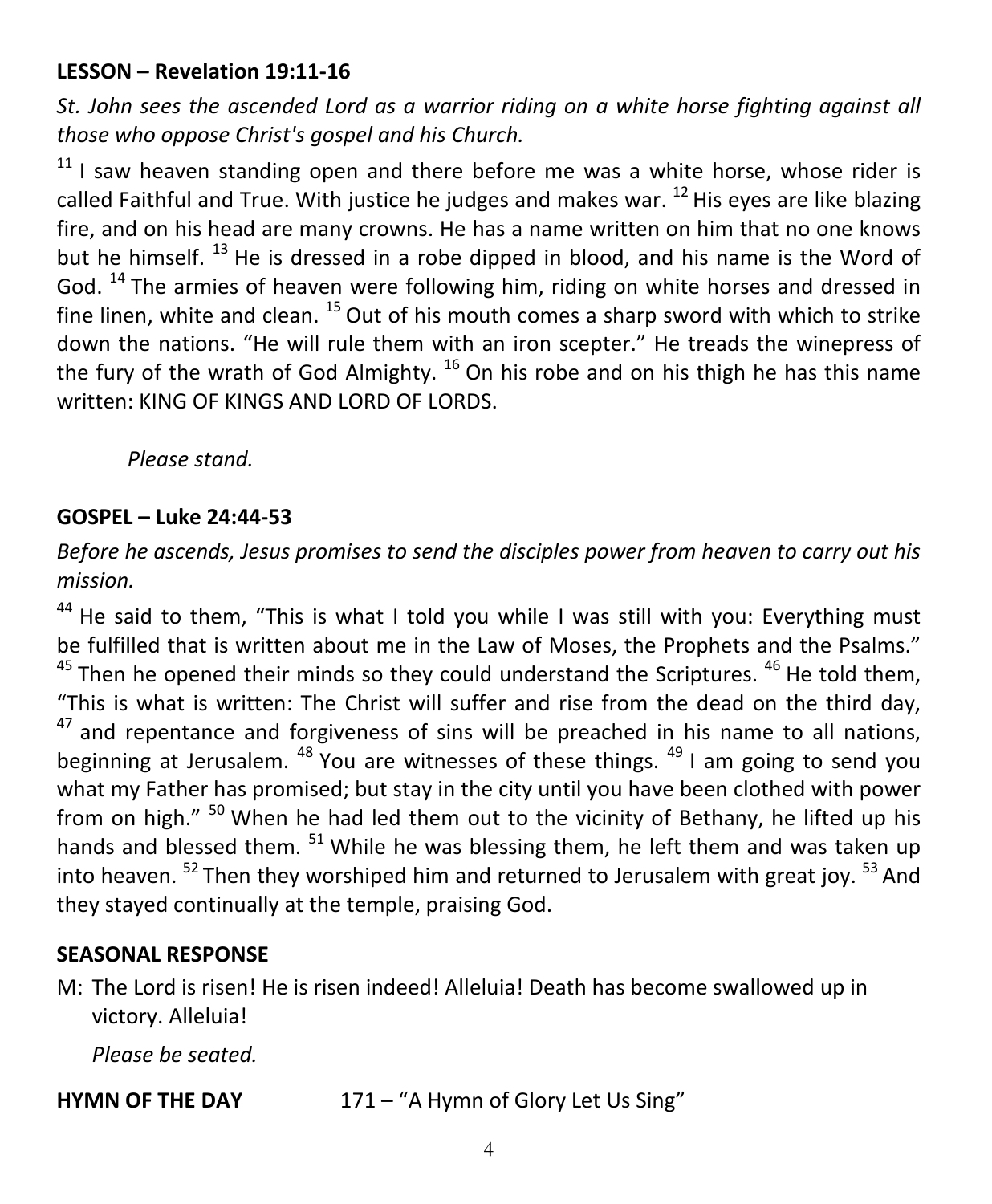**LESSON – Revelation 19:11-16**

*St. John sees the ascended Lord as a warrior riding on a white horse fighting against all those who oppose Christ's gospel and his Church.*

[11] I saw heaven standing open and there before me was a white horse, whose rider is called Faithful and True. With justice he judges and makes war. [12] His eyes are like blazing fire, and on his head are many crowns. He has a name written on him that no one knows but he himself. [13] He is dressed in a robe dipped in blood, and his name is the Word of God. [14] The armies of heaven were following him, riding on white horses and dressed in fine linen, white and clean. [15] Out of his mouth comes a sharp sword with which to strike down the nations. "He will rule them with an iron scepter." He treads the winepress of the fury of the wrath of God Almighty. [16] On his robe and on his thigh he has this name written: KING OF KINGS AND LORD OF LORDS.

*Please stand.*

**GOSPEL – Luke 24:44-53**

*Before he ascends, Jesus promises to send the disciples power from heaven to carry out his mission.*

[44] He said to them, "This is what I told you while I was still with you: Everything must be fulfilled that is written about me in the Law of Moses, the Prophets and the Psalms." [45] Then he opened their minds so they could understand the Scriptures. [46] He told them, "This is what is written: The Christ will suffer and rise from the dead on the third day, [47] and repentance and forgiveness of sins will be preached in his name to all nations, beginning at Jerusalem. [48] You are witnesses of these things. [49] I am going to send you what my Father has promised; but stay in the city until you have been clothed with power from on high." [50] When he had led them out to the vicinity of Bethany, he lifted up his hands and blessed them. [51] While he was blessing them, he left them and was taken up into heaven. [52] Then they worshiped him and returned to Jerusalem with great joy. [53] And they stayed continually at the temple, praising God.

**SEASONAL RESPONSE**

M: The Lord is risen! He is risen indeed! Alleluia! Death has become swallowed up in victory. Alleluia!

*Please be seated.*

**HYMN OF THE DAY** 171 – "A Hymn of Glory Let Us Sing"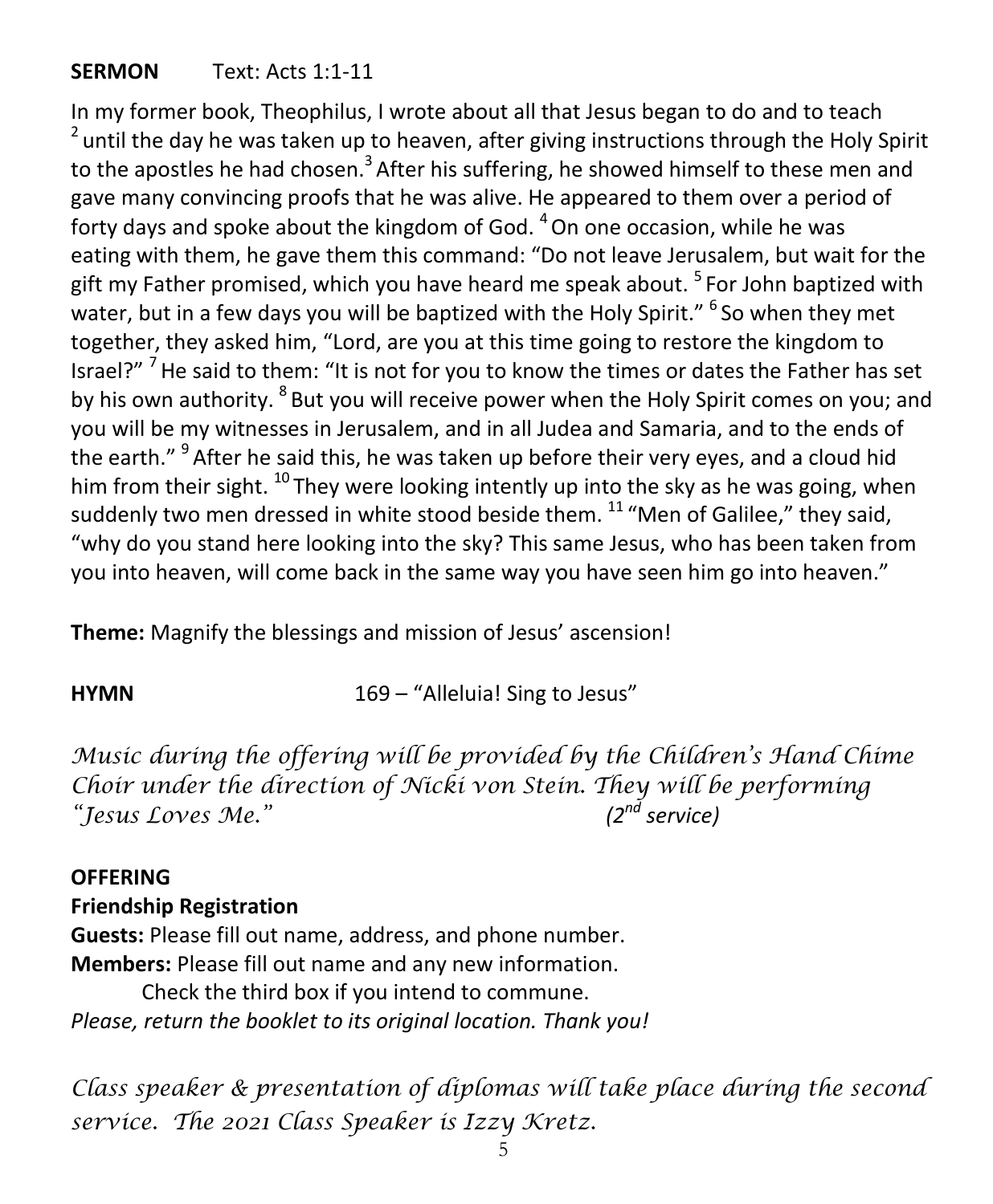**SERMON** Text: Acts 1:1-11

In my former book, Theophilus, I wrote about all that Jesus began to do and to teach [2] until the day he was taken up to heaven, after giving instructions through the Holy Spirit to the apostles he had chosen.[3] After his suffering, he showed himself to these men and gave many convincing proofs that he was alive. He appeared to them over a period of forty days and spoke about the kingdom of God. [4] On one occasion, while he was eating with them, he gave them this command: "Do not leave Jerusalem, but wait for the gift my Father promised, which you have heard me speak about. [5] For John baptized with water, but in a few days you will be baptized with the Holy Spirit." [6] So when they met together, they asked him, "Lord, are you at this time going to restore the kingdom to Israel?" [7] He said to them: "It is not for you to know the times or dates the Father has set by his own authority. [8] But you will receive power when the Holy Spirit comes on you; and you will be my witnesses in Jerusalem, and in all Judea and Samaria, and to the ends of the earth." [9] After he said this, he was taken up before their very eyes, and a cloud hid him from their sight. [10] They were looking intently up into the sky as he was going, when suddenly two men dressed in white stood beside them. [11] "Men of Galilee," they said, "why do you stand here looking into the sky? This same Jesus, who has been taken from you into heaven, will come back in the same way you have seen him go into heaven."

**Theme:** Magnify the blessings and mission of Jesus' ascension!

**HYMN** 169 – "Alleluia! Sing to Jesus"

*Music during the offering will be provided by the Children's Hand Chime Choir under the direction of Nicki von Stein. They will be performing "Jesus Loves Me."* *(2nd service)*

**OFFERING**

**Friendship Registration**

**Guests:** Please fill out name, address, and phone number.

**Members:** Please fill out name and any new information.

Check the third box if you intend to commune.

*Please, return the booklet to its original location. Thank you!*

*Class speaker & presentation of diplomas will take place during the second service. The 2021 Class Speaker is Izzy Kretz.*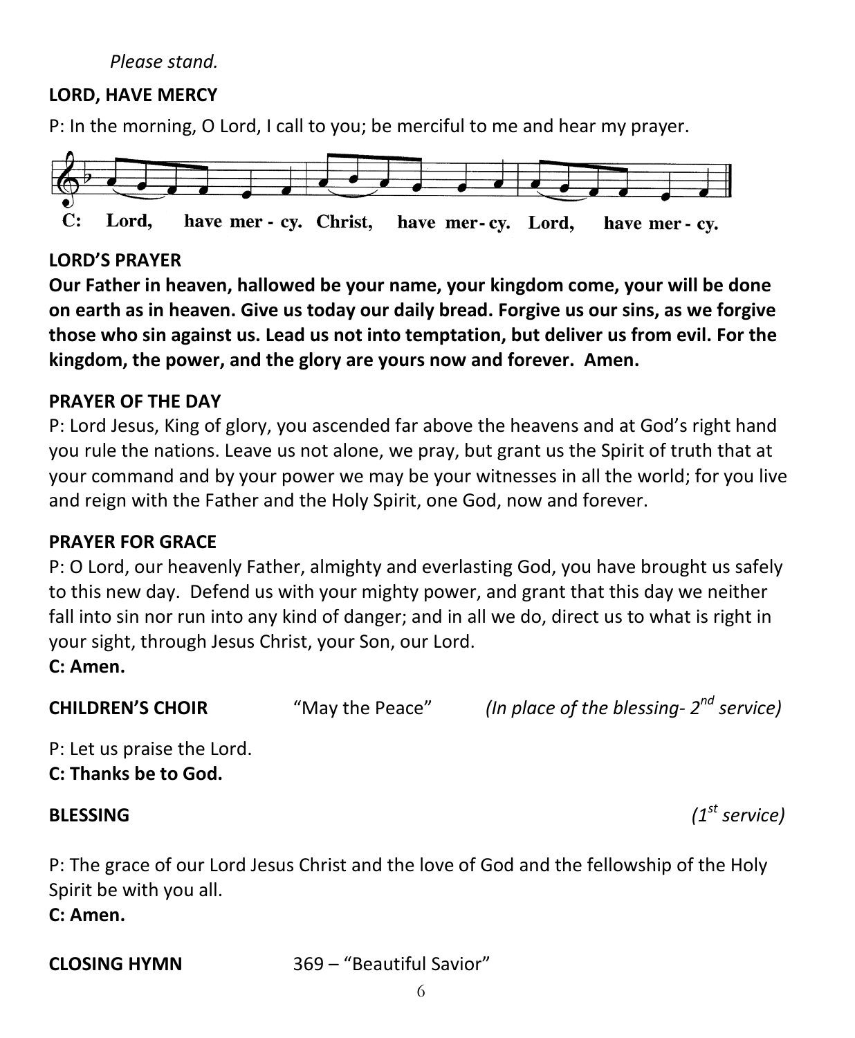*Please stand.*

**LORD, HAVE MERCY**

P: In the morning, O Lord, I call to you; be merciful to me and hear my prayer.

C: Lord, have mer - cy. Christ, have mer- cy. Lord, have mer - cy.

**LORD'S PRAYER**

**Our Father in heaven, hallowed be your name, your kingdom come, your will be done on earth as in heaven. Give us today our daily bread. Forgive us our sins, as we forgive those who sin against us. Lead us not into temptation, but deliver us from evil. For the kingdom, the power, and the glory are yours now and forever. Amen.**

**PRAYER OF THE DAY**

P: Lord Jesus, King of glory, you ascended far above the heavens and at God's right hand you rule the nations. Leave us not alone, we pray, but grant us the Spirit of truth that at your command and by your power we may be your witnesses in all the world; for you live and reign with the Father and the Holy Spirit, one God, now and forever.

**PRAYER FOR GRACE**

P: O Lord, our heavenly Father, almighty and everlasting God, you have brought us safely to this new day. Defend us with your mighty power, and grant that this day we neither fall into sin nor run into any kind of danger; and in all we do, direct us to what is right in your sight, through Jesus Christ, your Son, our Lord.

**C: Amen.**

**CHILDREN'S CHOIR** "May the Peace" *(In place of the blessing- 2nd service)*

P: Let us praise the Lord.

**C: Thanks be to God.**

**BLESSING** *(1st service)*

P: The grace of our Lord Jesus Christ and the love of God and the fellowship of the Holy Spirit be with you all.

**C: Amen.**

**CLOSING HYMN** 369 – "Beautiful Savior"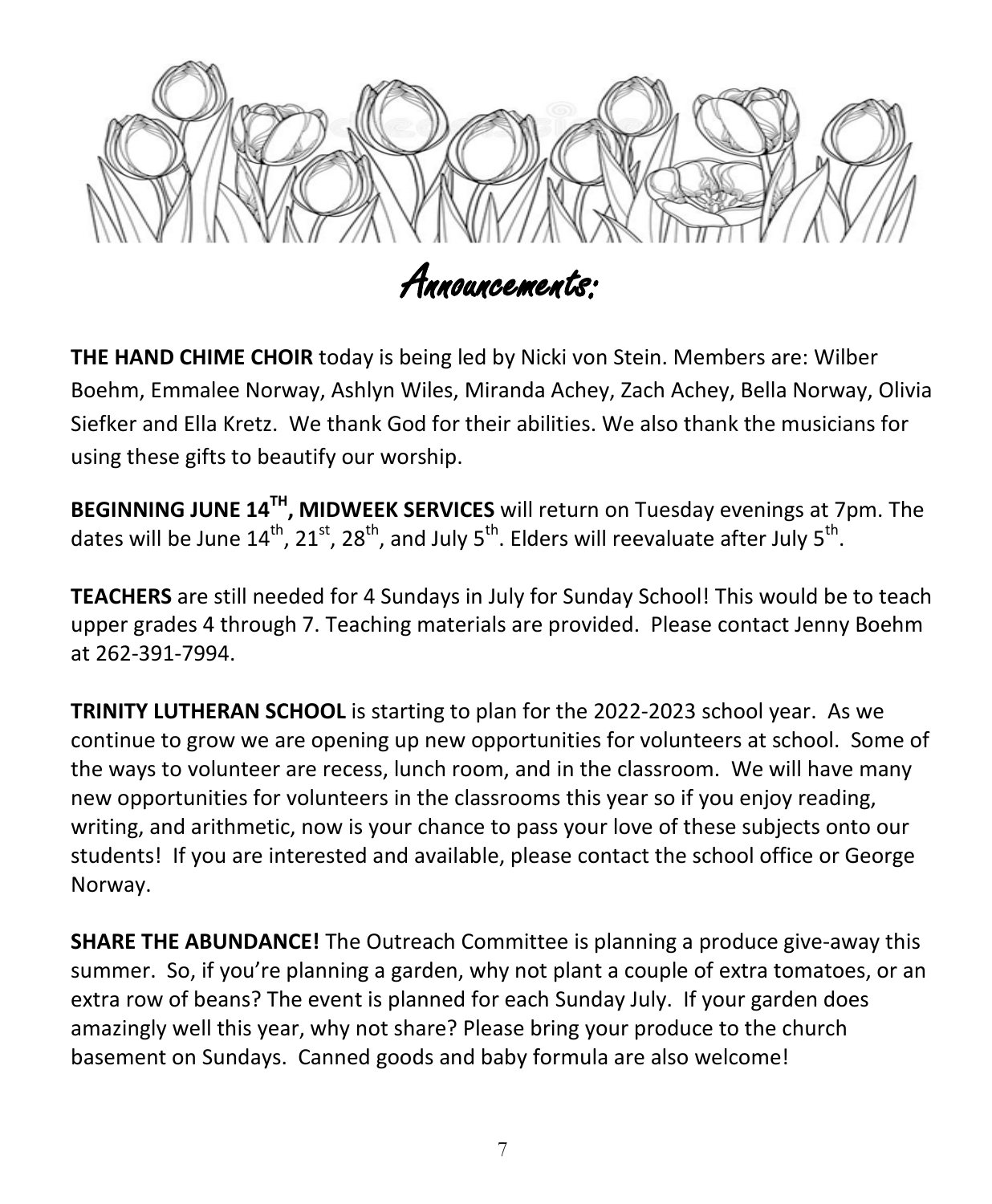# Announcements:

**THE HAND CHIME CHOIR** today is being led by Nicki von Stein. Members are: Wilber Boehm, Emmalee Norway, Ashlyn Wiles, Miranda Achey, Zach Achey, Bella Norway, Olivia Siefker and Ella Kretz. We thank God for their abilities. We also thank the musicians for using these gifts to beautify our worship.

**BEGINNING JUNE 14TH, MIDWEEK SERVICES** will return on Tuesday evenings at 7pm. The dates will be June 14th, 21st, 28th, and July 5th. Elders will reevaluate after July 5th.

**TEACHERS** are still needed for 4 Sundays in July for Sunday School! This would be to teach upper grades 4 through 7. Teaching materials are provided. Please contact Jenny Boehm at 262-391-7994.

**TRINITY LUTHERAN SCHOOL** is starting to plan for the 2022-2023 school year. As we continue to grow we are opening up new opportunities for volunteers at school. Some of the ways to volunteer are recess, lunch room, and in the classroom. We will have many new opportunities for volunteers in the classrooms this year so if you enjoy reading, writing, and arithmetic, now is your chance to pass your love of these subjects onto our students! If you are interested and available, please contact the school office or George Norway.

**SHARE THE ABUNDANCE!** The Outreach Committee is planning a produce give-away this summer. So, if you're planning a garden, why not plant a couple of extra tomatoes, or an extra row of beans? The event is planned for each Sunday July. If your garden does amazingly well this year, why not share? Please bring your produce to the church basement on Sundays. Canned goods and baby formula are also welcome!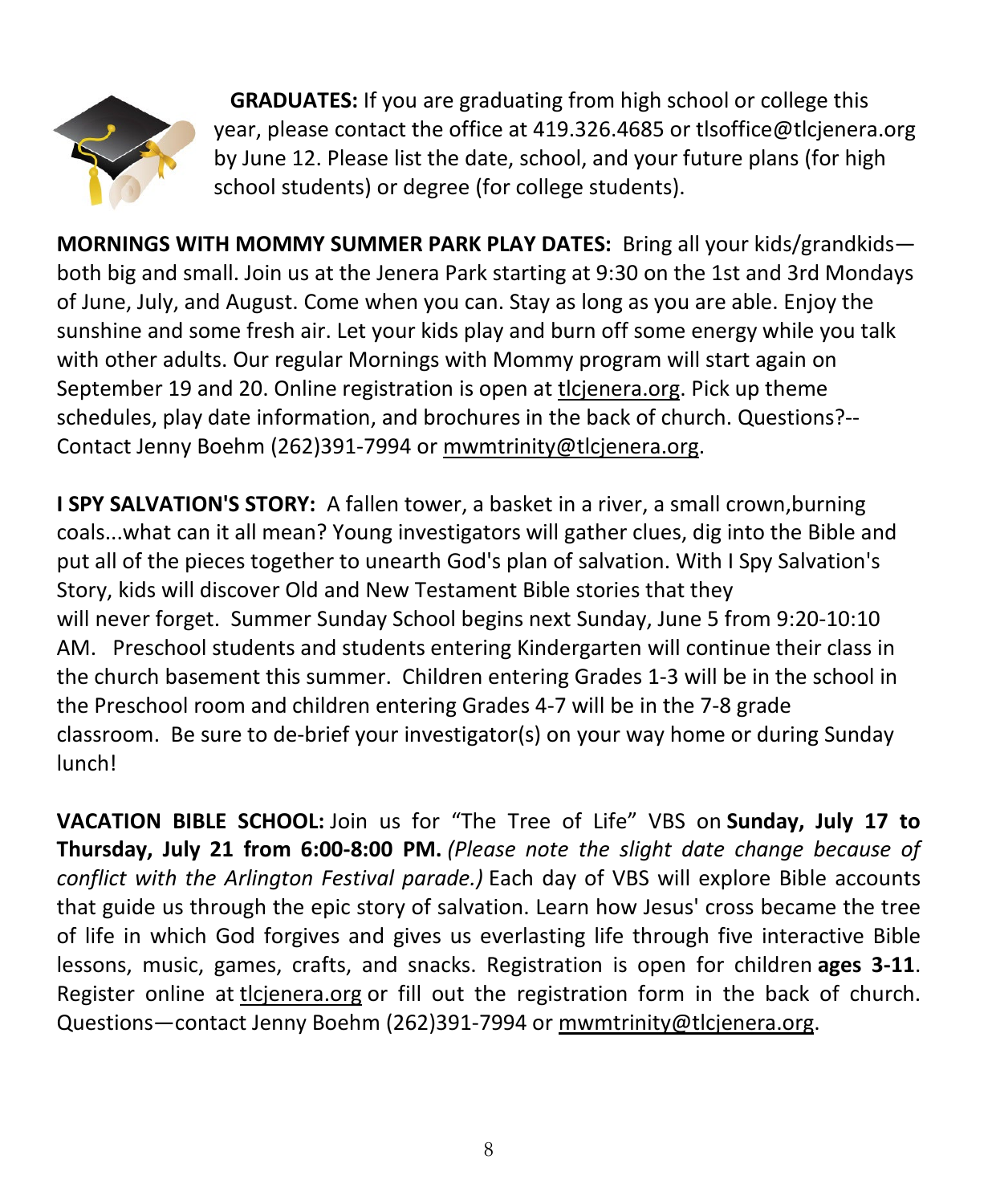**GRADUATES:** If you are graduating from high school or college this year, please contact the office at 419.326.4685 or tlsoffice@tlcjenera.org by June 12. Please list the date, school, and your future plans (for high school students) or degree (for college students).

**MORNINGS WITH MOMMY SUMMER PARK PLAY DATES:** Bring all your kids/grandkids—both big and small. Join us at the Jenera Park starting at 9:30 on the 1st and 3rd Mondays of June, July, and August. Come when you can. Stay as long as you are able. Enjoy the sunshine and some fresh air. Let your kids play and burn off some energy while you talk with other adults. Our regular Mornings with Mommy program will start again on September 19 and 20. Online registration is open at tlcjenera.org. Pick up theme schedules, play date information, and brochures in the back of church. Questions?--Contact Jenny Boehm (262)391-7994 or mwmtrinity@tlcjenera.org.

**I SPY SALVATION'S STORY:** A fallen tower, a basket in a river, a small crown,burning coals...what can it all mean? Young investigators will gather clues, dig into the Bible and put all of the pieces together to unearth God's plan of salvation. With I Spy Salvation's Story, kids will discover Old and New Testament Bible stories that they will never forget. Summer Sunday School begins next Sunday, June 5 from 9:20-10:10 AM. Preschool students and students entering Kindergarten will continue their class in the church basement this summer. Children entering Grades 1-3 will be in the school in the Preschool room and children entering Grades 4-7 will be in the 7-8 grade classroom. Be sure to de-brief your investigator(s) on your way home or during Sunday lunch!

**VACATION BIBLE SCHOOL:** Join us for "The Tree of Life" VBS on **Sunday, July 17 to Thursday, July 21 from 6:00-8:00 PM.** *(Please note the slight date change because of conflict with the Arlington Festival parade.)* Each day of VBS will explore Bible accounts that guide us through the epic story of salvation. Learn how Jesus' cross became the tree of life in which God forgives and gives us everlasting life through five interactive Bible lessons, music, games, crafts, and snacks. Registration is open for children **ages 3-11**. Register online at tlcjenera.org or fill out the registration form in the back of church. Questions—contact Jenny Boehm (262)391-7994 or mwmtrinity@tlcjenera.org.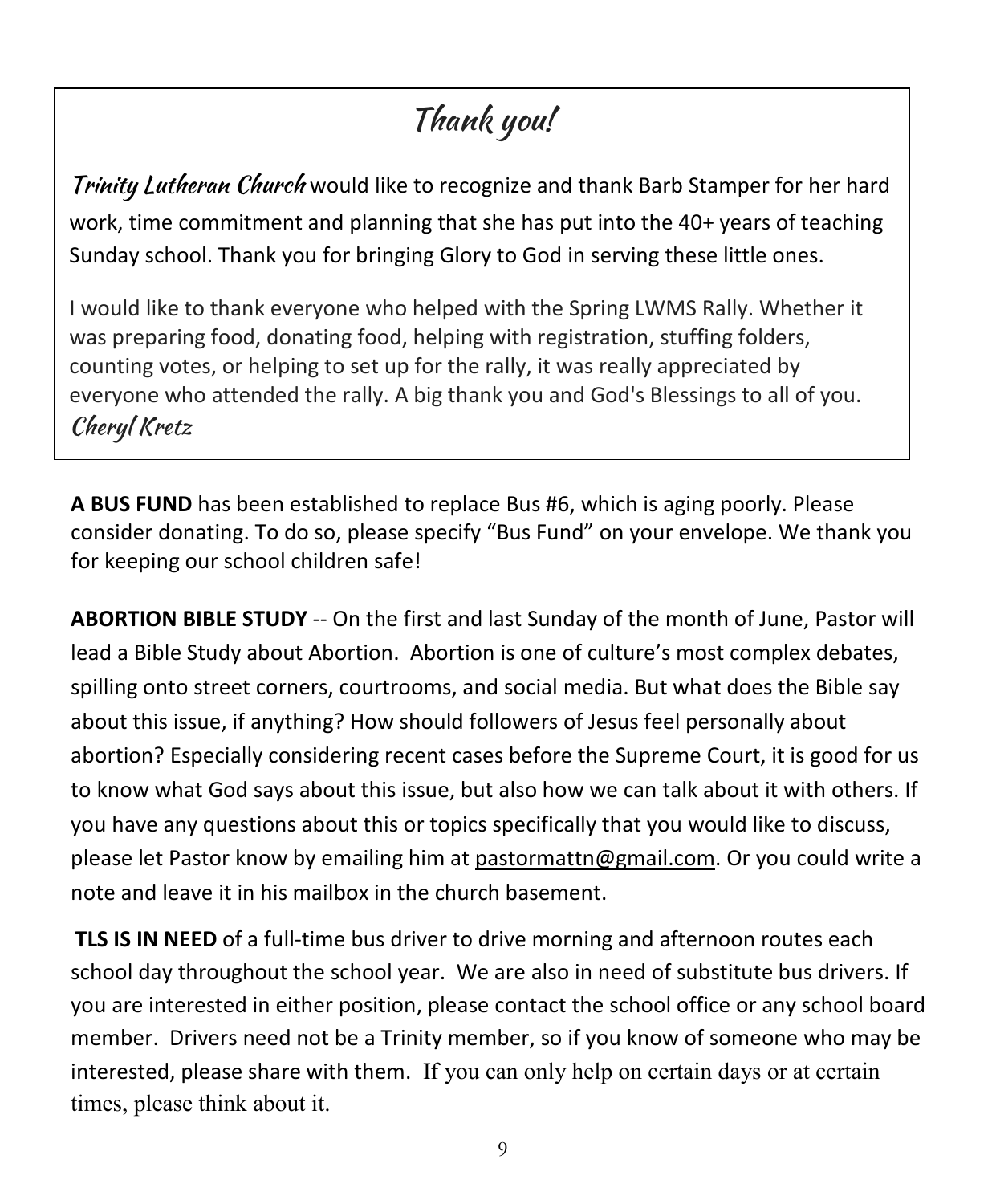# Thank you!

***Trinity Lutheran Church*** would like to recognize and thank Barb Stamper for her hard work, time commitment and planning that she has put into the 40+ years of teaching Sunday school. Thank you for bringing Glory to God in serving these little ones.

I would like to thank everyone who helped with the Spring LWMS Rally. Whether it was preparing food, donating food, helping with registration, stuffing folders, counting votes, or helping to set up for the rally, it was really appreciated by everyone who attended the rally. A big thank you and God's Blessings to all of you.
***Cheryl Kretz***

**A BUS FUND** has been established to replace Bus #6, which is aging poorly. Please consider donating. To do so, please specify "Bus Fund" on your envelope. We thank you for keeping our school children safe!

**ABORTION BIBLE STUDY** -- On the first and last Sunday of the month of June, Pastor will lead a Bible Study about Abortion. Abortion is one of culture's most complex debates, spilling onto street corners, courtrooms, and social media. But what does the Bible say about this issue, if anything? How should followers of Jesus feel personally about abortion? Especially considering recent cases before the Supreme Court, it is good for us to know what God says about this issue, but also how we can talk about it with others. If you have any questions about this or topics specifically that you would like to discuss, please let Pastor know by emailing him at pastormattn@gmail.com. Or you could write a note and leave it in his mailbox in the church basement.

**TLS IS IN NEED** of a full-time bus driver to drive morning and afternoon routes each school day throughout the school year. We are also in need of substitute bus drivers. If you are interested in either position, please contact the school office or any school board member. Drivers need not be a Trinity member, so if you know of someone who may be interested, please share with them. If you can only help on certain days or at certain times, please think about it.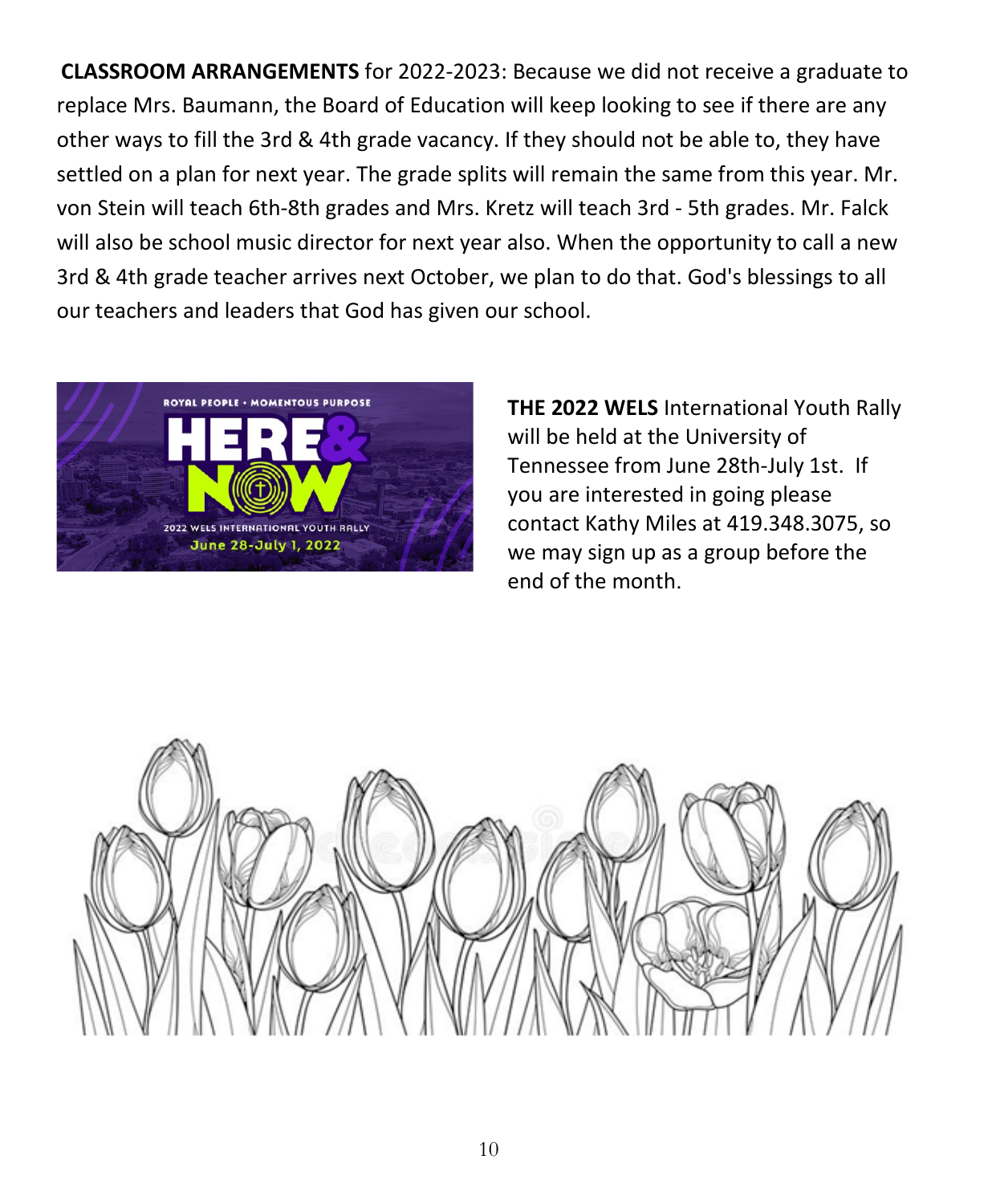**CLASSROOM ARRANGEMENTS** for 2022-2023: Because we did not receive a graduate to replace Mrs. Baumann, the Board of Education will keep looking to see if there are any other ways to fill the 3rd & 4th grade vacancy. If they should not be able to, they have settled on a plan for next year. The grade splits will remain the same from this year. Mr. von Stein will teach 6th-8th grades and Mrs. Kretz will teach 3rd - 5th grades. Mr. Falck will also be school music director for next year also. When the opportunity to call a new 3rd & 4th grade teacher arrives next October, we plan to do that. God's blessings to all our teachers and leaders that God has given our school.

**THE 2022 WELS** International Youth Rally will be held at the University of Tennessee from June 28th-July 1st. If you are interested in going please contact Kathy Miles at 419.348.3075, so we may sign up as a group before the end of the month.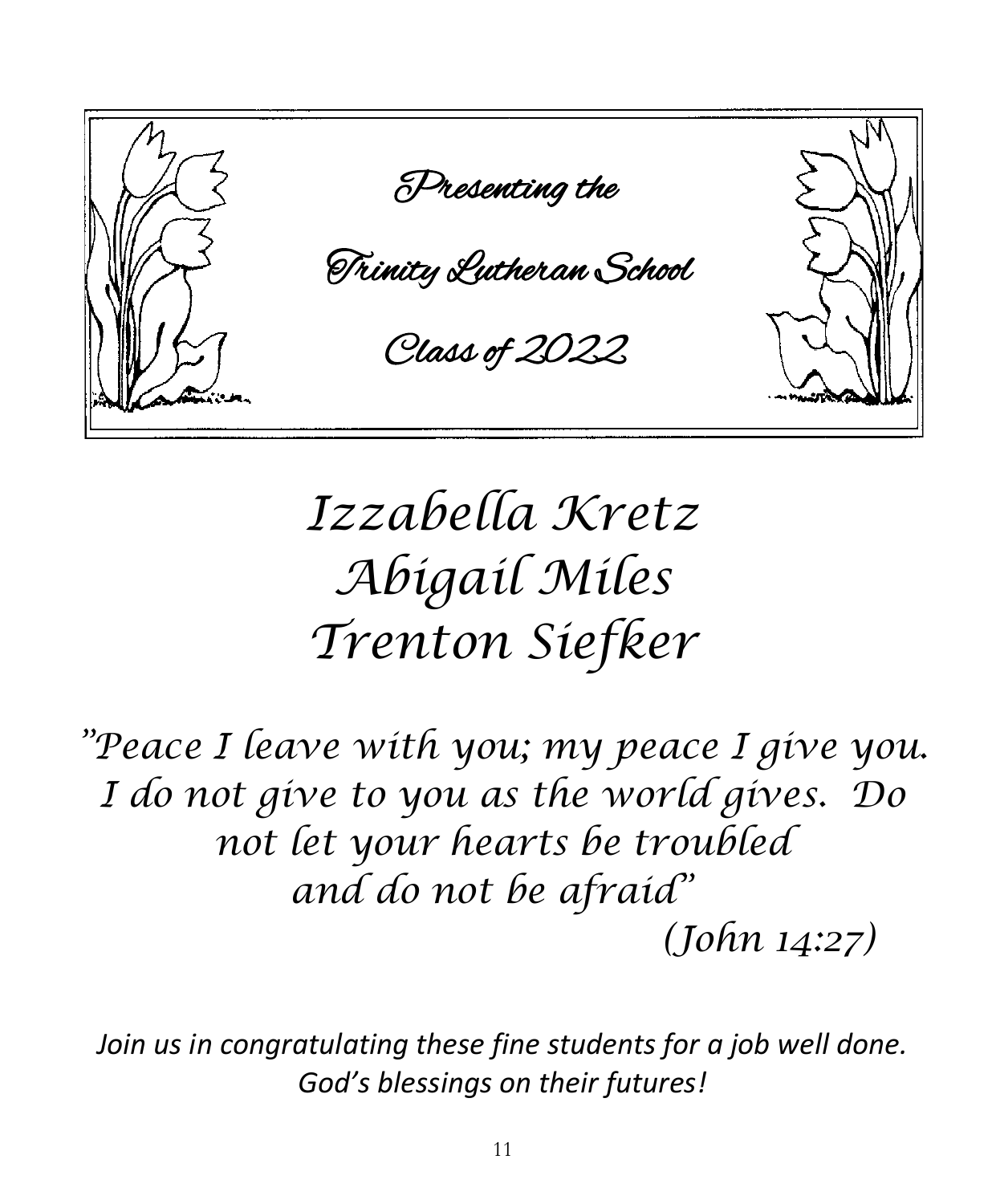# Presenting the

# Trinity Lutheran School

# Class of 2022

*Izzabella Kretz*
*Abigail Miles*
*Trenton Siefker*

*"Peace I leave with you; my peace I give you. I do not give to you as the world gives. Do not let your hearts be troubled and do not be afraid"*

*(John 14:27)*

*Join us in congratulating these fine students for a job well done. God's blessings on their futures!*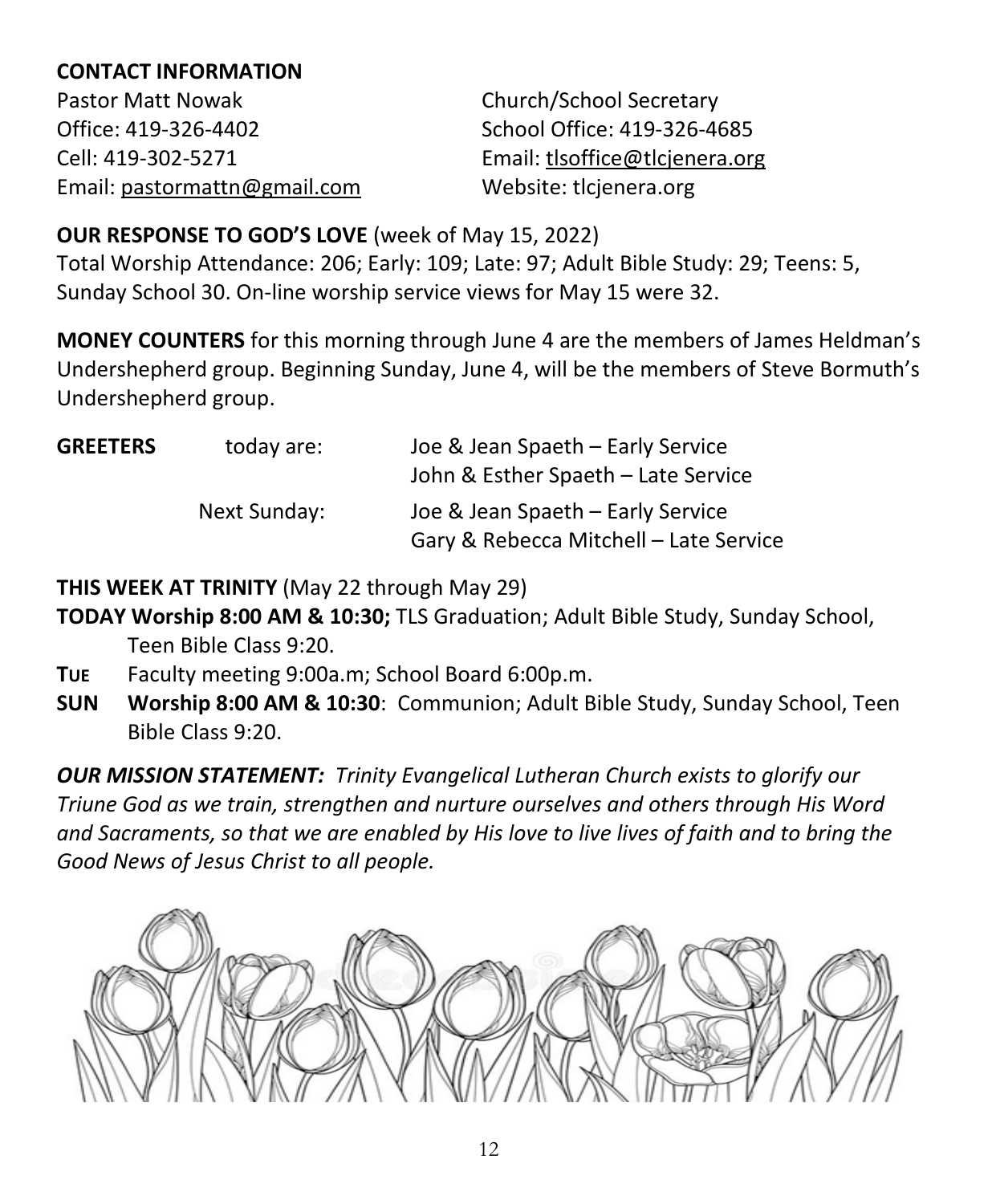**CONTACT INFORMATION**

Pastor Matt Nowak
Office: 419-326-4402
Cell: 419-302-5271
Email: pastormattn@gmail.com

Church/School Secretary
School Office: 419-326-4685
Email: tlsoffice@tlcjenera.org
Website: tlcjenera.org

**OUR RESPONSE TO GOD'S LOVE** (week of May 15, 2022)
Total Worship Attendance: 206; Early: 109; Late: 97; Adult Bible Study: 29; Teens: 5, Sunday School 30. On-line worship service views for May 15 were 32.

**MONEY COUNTERS** for this morning through June 4 are the members of James Heldman's Undershepherd group. Beginning Sunday, June 4, will be the members of Steve Bormuth's Undershepherd group.

| | | |
|---|---|---|
| **GREETERS** | today are: | Joe & Jean Spaeth – Early Service<br>John & Esther Spaeth – Late Service |
| | Next Sunday: | Joe & Jean Spaeth – Early Service<br>Gary & Rebecca Mitchell – Late Service |

**THIS WEEK AT TRINITY** (May 22 through May 29)

**TODAY Worship 8:00 AM & 10:30;** TLS Graduation; Adult Bible Study, Sunday School, Teen Bible Class 9:20.

**TUE** Faculty meeting 9:00a.m; School Board 6:00p.m.

**SUN** **Worship 8:00 AM & 10:30**: Communion; Adult Bible Study, Sunday School, Teen Bible Class 9:20.

***OUR MISSION STATEMENT:*** *Trinity Evangelical Lutheran Church exists to glorify our Triune God as we train, strengthen and nurture ourselves and others through His Word and Sacraments, so that we are enabled by His love to live lives of faith and to bring the Good News of Jesus Christ to all people.*